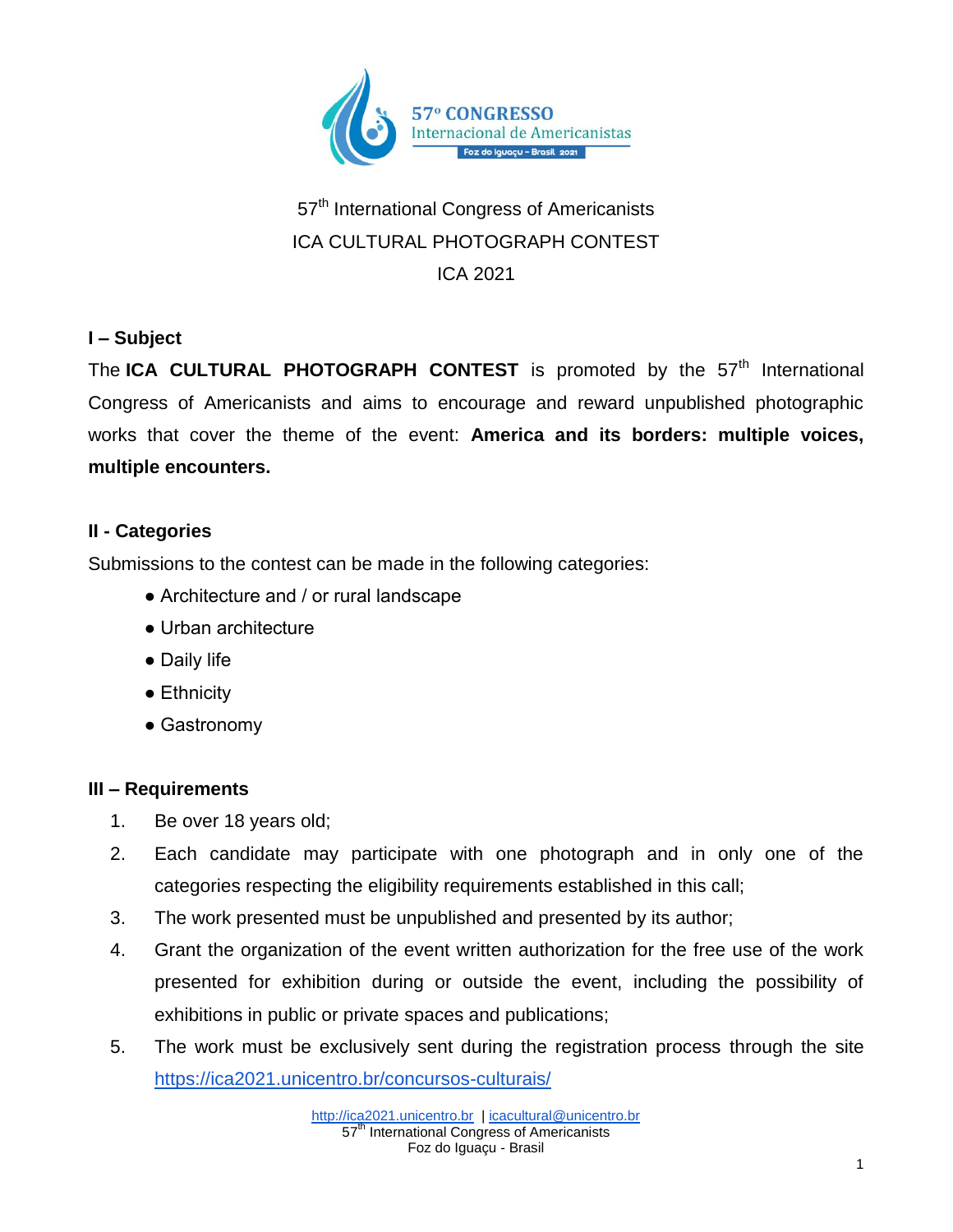57º CONGRESSO
Internacional de Americanistas
Foz do Iguaçu - Brasil 2021

# 57th International Congress of Americanists
# ICA CULTURAL PHOTOGRAPH CONTEST
# ICA 2021

## I – Subject

The **ICA CULTURAL PHOTOGRAPH CONTEST** is promoted by the 57th International Congress of Americanists and aims to encourage and reward unpublished photographic works that cover the theme of the event: **America and its borders: multiple voices, multiple encounters.**

## II - Categories

Submissions to the contest can be made in the following categories:

- Architecture and / or rural landscape
- Urban architecture
- Daily life
- Ethnicity
- Gastronomy

## III – Requirements

1. Be over 18 years old;
2. Each candidate may participate with one photograph and in only one of the categories respecting the eligibility requirements established in this call;
3. The work presented must be unpublished and presented by its author;
4. Grant the organization of the event written authorization for the free use of the work presented for exhibition during or outside the event, including the possibility of exhibitions in public or private spaces and publications;
5. The work must be exclusively sent during the registration process through the site https://ica2021.unicentro.br/concursos-culturais/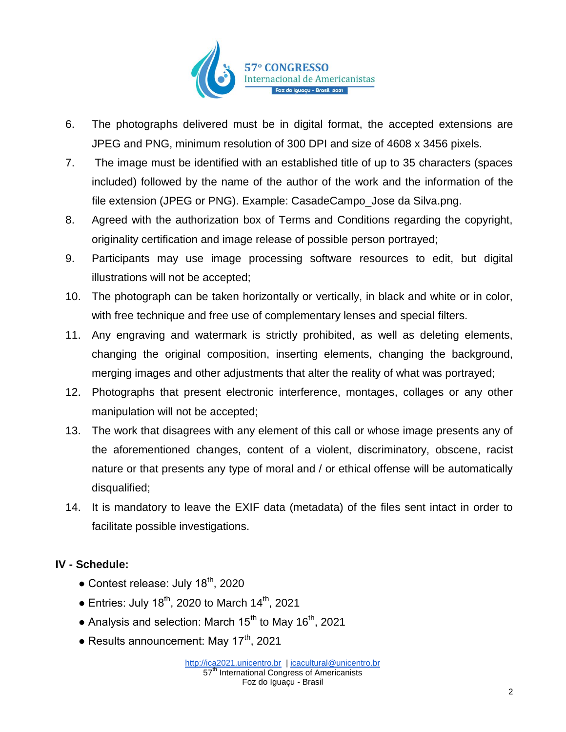6. The photographs delivered must be in digital format, the accepted extensions are JPEG and PNG, minimum resolution of 300 DPI and size of 4608 x 3456 pixels.
7. The image must be identified with an established title of up to 35 characters (spaces included) followed by the name of the author of the work and the information of the file extension (JPEG or PNG). Example: CasadeCampo_Jose da Silva.png.
8. Agreed with the authorization box of Terms and Conditions regarding the copyright, originality certification and image release of possible person portrayed;
9. Participants may use image processing software resources to edit, but digital illustrations will not be accepted;
10. The photograph can be taken horizontally or vertically, in black and white or in color, with free technique and free use of complementary lenses and special filters.
11. Any engraving and watermark is strictly prohibited, as well as deleting elements, changing the original composition, inserting elements, changing the background, merging images and other adjustments that alter the reality of what was portrayed;
12. Photographs that present electronic interference, montages, collages or any other manipulation will not be accepted;
13. The work that disagrees with any element of this call or whose image presents any of the aforementioned changes, content of a violent, discriminatory, obscene, racist nature or that presents any type of moral and / or ethical offense will be automatically disqualified;
14. It is mandatory to leave the EXIF data (metadata) of the files sent intact in order to facilitate possible investigations.

**IV - Schedule:**

- Contest release: July 18th, 2020
- Entries: July 18th, 2020 to March 14th, 2021
- Analysis and selection: March 15th to May 16th, 2021
- Results announcement: May 17th, 2021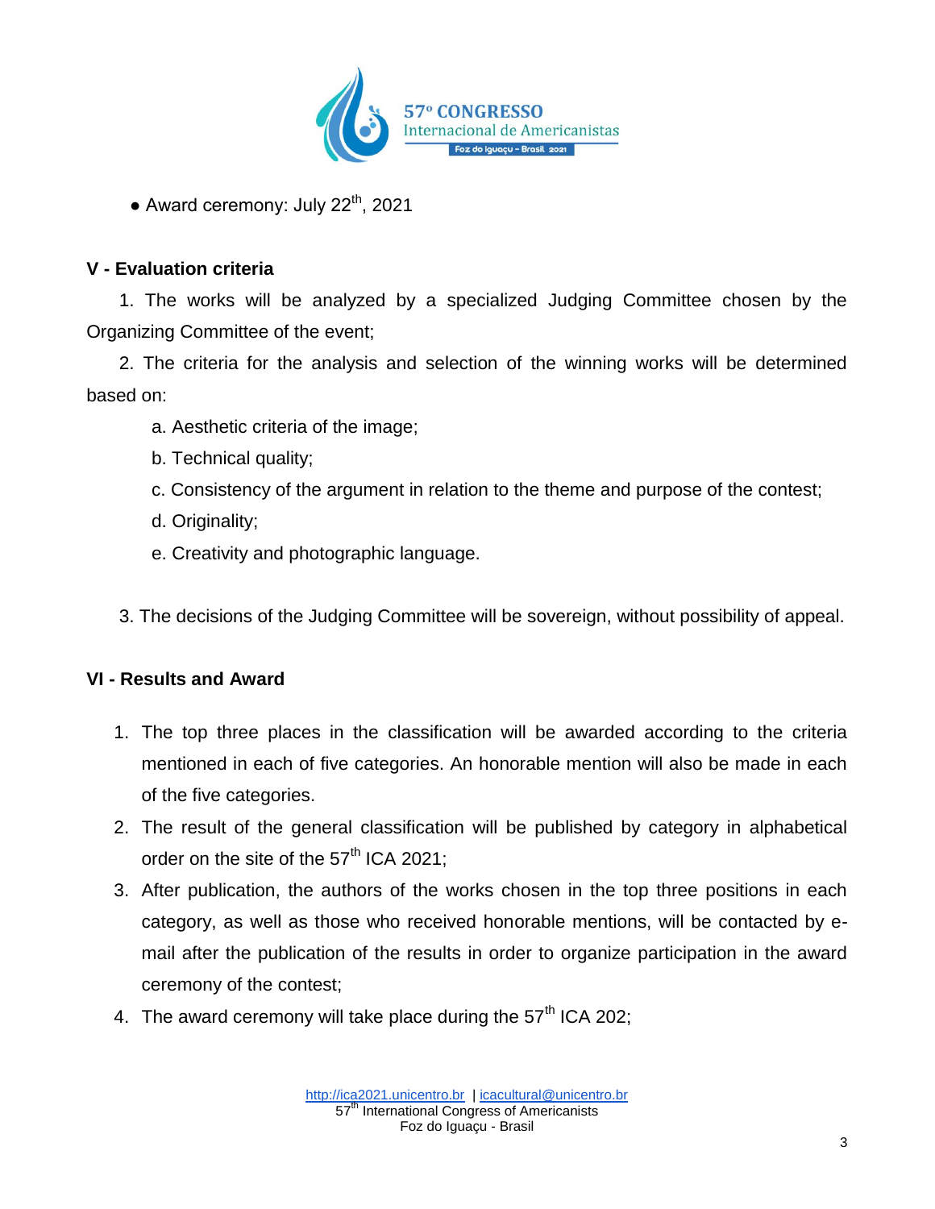- Award ceremony: July 22th, 2021

## V - Evaluation criteria

1. The works will be analyzed by a specialized Judging Committee chosen by the Organizing Committee of the event;
2. The criteria for the analysis and selection of the winning works will be determined based on:
   a. Aesthetic criteria of the image;
   b. Technical quality;
   c. Consistency of the argument in relation to the theme and purpose of the contest;
   d. Originality;
   e. Creativity and photographic language.
3. The decisions of the Judging Committee will be sovereign, without possibility of appeal.

## VI - Results and Award

1. The top three places in the classification will be awarded according to the criteria mentioned in each of five categories. An honorable mention will also be made in each of the five categories.
2. The result of the general classification will be published by category in alphabetical order on the site of the 57th ICA 2021;
3. After publication, the authors of the works chosen in the top three positions in each category, as well as those who received honorable mentions, will be contacted by e-mail after the publication of the results in order to organize participation in the award ceremony of the contest;
4. The award ceremony will take place during the 57th ICA 202;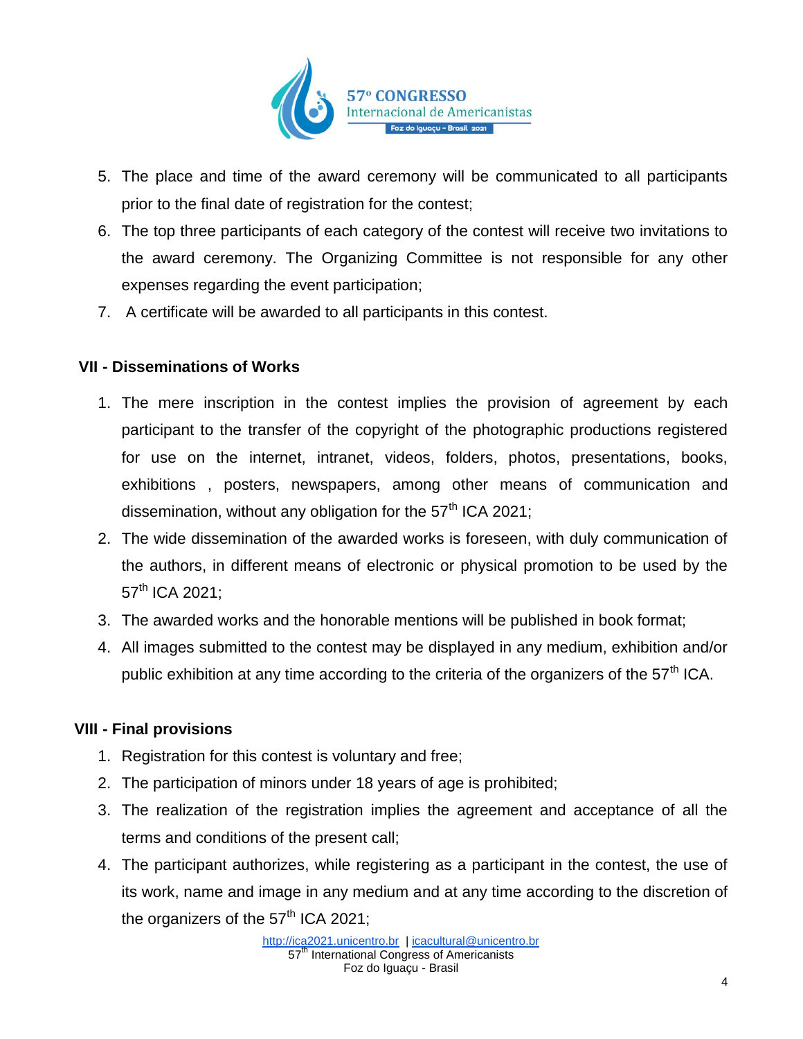5. The place and time of the award ceremony will be communicated to all participants prior to the final date of registration for the contest;
6. The top three participants of each category of the contest will receive two invitations to the award ceremony. The Organizing Committee is not responsible for any other expenses regarding the event participation;
7. A certificate will be awarded to all participants in this contest.

## VII - Disseminations of Works

1. The mere inscription in the contest implies the provision of agreement by each participant to the transfer of the copyright of the photographic productions registered for use on the internet, intranet, videos, folders, photos, presentations, books, exhibitions , posters, newspapers, among other means of communication and dissemination, without any obligation for the 57th ICA 2021;
2. The wide dissemination of the awarded works is foreseen, with duly communication of the authors, in different means of electronic or physical promotion to be used by the 57th ICA 2021;
3. The awarded works and the honorable mentions will be published in book format;
4. All images submitted to the contest may be displayed in any medium, exhibition and/or public exhibition at any time according to the criteria of the organizers of the 57th ICA.

## VIII - Final provisions

1. Registration for this contest is voluntary and free;
2. The participation of minors under 18 years of age is prohibited;
3. The realization of the registration implies the agreement and acceptance of all the terms and conditions of the present call;
4. The participant authorizes, while registering as a participant in the contest, the use of its work, name and image in any medium and at any time according to the discretion of the organizers of the 57th ICA 2021;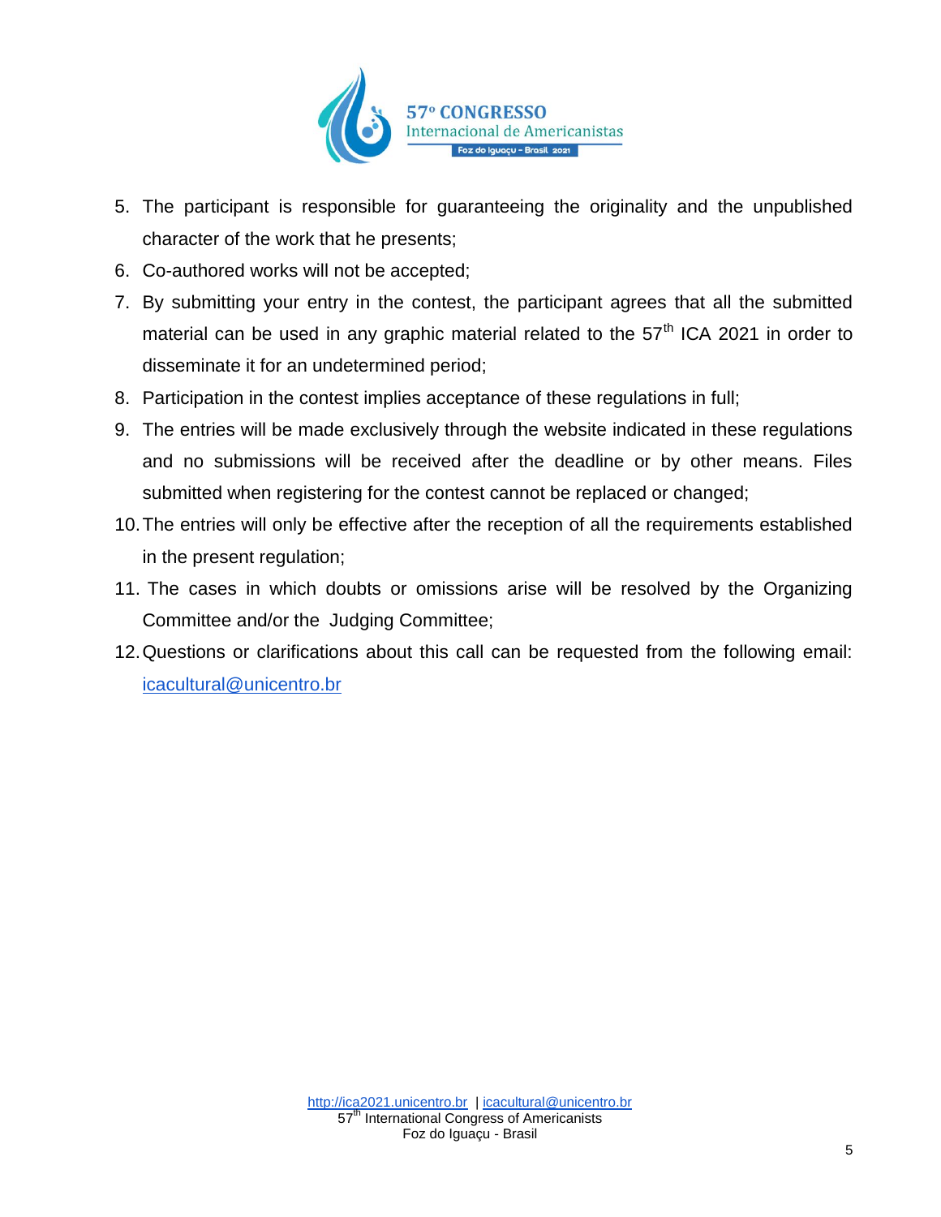5. The participant is responsible for guaranteeing the originality and the unpublished character of the work that he presents;
6. Co-authored works will not be accepted;
7. By submitting your entry in the contest, the participant agrees that all the submitted material can be used in any graphic material related to the 57th ICA 2021 in order to disseminate it for an undetermined period;
8. Participation in the contest implies acceptance of these regulations in full;
9. The entries will be made exclusively through the website indicated in these regulations and no submissions will be received after the deadline or by other means. Files submitted when registering for the contest cannot be replaced or changed;
10. The entries will only be effective after the reception of all the requirements established in the present regulation;
11. The cases in which doubts or omissions arise will be resolved by the Organizing Committee and/or the Judging Committee;
12. Questions or clarifications about this call can be requested from the following email: icacultural@unicentro.br